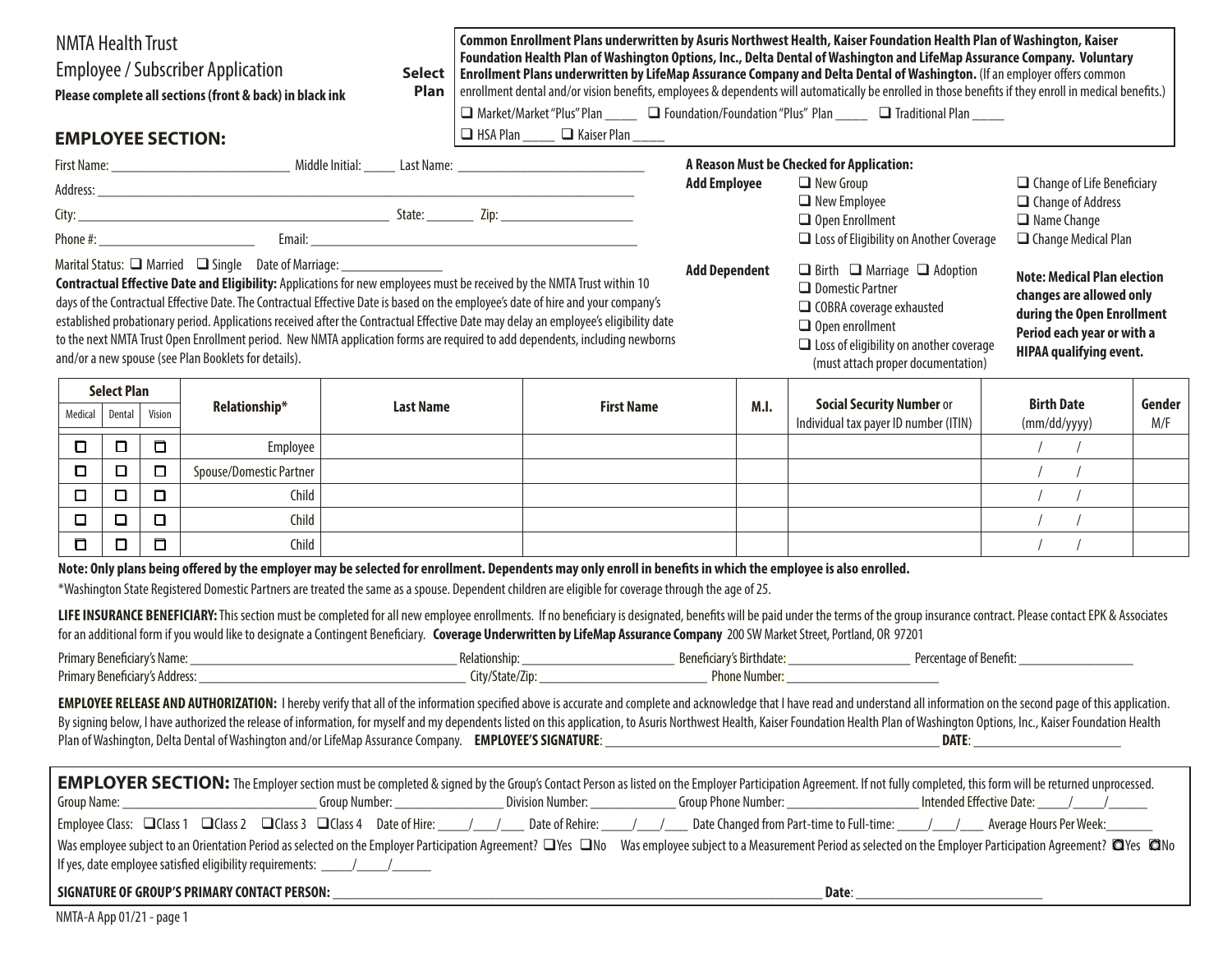NMTA Health Trust

Employee / Subscriber Application

**Please complete all sections (front & back) in black ink**

**Select Plan**

**Common Enrollment Plans underwritten by Asuris Northwest Health, Kaiser Foundation Health Plan of Washington, Kaiser Foundation Health Plan of Washington Options, Inc., Delta Dental of Washington and LifeMap Assurance Company. Voluntary Enrollment Plans underwritten by LifeMap Assurance Company and Delta Dental of Washington.** (If an employer offers common enrollment dental and/or vision benefits, employees & dependents will automatically be enrolled in those benefits if they enroll in medical benefits.)

❑ Market/Market "Plus" Plan _____ ❑ Foundation/Foundation "Plus" Plan _____ ❑ Traditional Plan _____

❑ HSA Plan _____ ❑ Kaiser Plan _____

## EMPLOYEE SECTION:

First Name: ___________________________ Middle Initial: _____ Last Name: _____________________________

Address: _______________________________________________________________________________

City: ________________________________________________ State: _______ Zip: ____________________

Phone #: ________________________ Email: ___________________________________________________

Marital Status: ❑ Married ❑ Single Date of Marriage: _______________

**Contractual Effective Date and Eligibility:** Applications for new employees must be received by the NMTA Trust within 10 days of the Contractual Effective Date. The Contractual Effective Date is based on the employee's date of hire and your company's established probationary period. Applications received after the Contractual Effective Date may delay an employee's eligibility date to the next NMTA Trust Open Enrollment period. New NMTA application forms are required to add dependents, including newborns and/or a new spouse (see Plan Booklets for details).

**A Reason Must be Checked for Application:**

**Add Employee**
- ❑ New Group
- ❑ New Employee
- ❑ Open Enrollment
- ❑ Loss of Eligibility on Another Coverage

- ❑ Change of Life Beneficiary
- ❑ Change of Address
- ❑ Name Change
- ❑ Change Medical Plan

**Add Dependent**
- ❑ Birth ❑ Marriage ❑ Adoption
- ❑ Domestic Partner
- ❑ COBRA coverage exhausted
- ❑ Open enrollment
- ❑ Loss of eligibility on another coverage (must attach proper documentation)

**Note: Medical Plan election changes are allowed only during the Open Enrollment Period each year or with a HIPAA qualifying event.**

| Select Plan | | | Relationship* | Last Name | First Name | M.I. | Social Security Number or Individual tax payer ID number (ITIN) | Birth Date (mm/dd/yyyy) | Gender M/F |
|---|---|---|---|---|---|---|---|---|---|
| Medical | Dental | Vision | | | | | | | |
| ❑ | ❑ | ❑ | Employee | | | | | / / | |
| ❑ | ❑ | ❑ | Spouse/Domestic Partner | | | | | / / | |
| ❑ | ❑ | ❑ | Child | | | | | / / | |
| ❑ | ❑ | ❑ | Child | | | | | / / | |
| ❑ | ❑ | ❑ | Child | | | | | / / | |

**Note: Only plans being offered by the employer may be selected for enrollment. Dependents may only enroll in benefits in which the employee is also enrolled.**

*Washington State Registered Domestic Partners are treated the same as a spouse. Dependent children are eligible for coverage through the age of 25.

**LIFE INSURANCE BENEFICIARY:** This section must be completed for all new employee enrollments. If no beneficiary is designated, benefits will be paid under the terms of the group insurance contract. Please contact EPK & Associates for an additional form if you would like to designate a Contingent Beneficiary. **Coverage Underwritten by LifeMap Assurance Company** 200 SW Market Street, Portland, OR 97201

Primary Beneficiary's Name: ________________________ Relationship: ________________ Beneficiary's Birthdate: ______________ Percentage of Benefit: ______________

Primary Beneficiary's Address: ________________________ City/State/Zip: ________________ Phone Number: ________________

**EMPLOYEE RELEASE AND AUTHORIZATION:** I hereby verify that all of the information specified above is accurate and complete and acknowledge that I have read and understand all information on the second page of this application. By signing below, I have authorized the release of information, for myself and my dependents listed on this application, to Asuris Northwest Health, Kaiser Foundation Health Plan of Washington Options, Inc., Kaiser Foundation Health Plan of Washington, Delta Dental of Washington and/or LifeMap Assurance Company. **EMPLOYEE'S SIGNATURE**: ______________________________ **DATE**: ________________

## EMPLOYER SECTION:

The Employer section must be completed & signed by the Group's Contact Person as listed on the Employer Participation Agreement. If not fully completed, this form will be returned unprocessed.

Group Name: ______________________ Group Number: ______________ Division Number: ____________ Group Phone Number: __________________ Intended Effective Date: _____/_____/______

Employee Class: ❑Class 1 ❑Class 2 ❑Class 3 ❑Class 4 Date of Hire: _____/____/____ Date of Rehire: _____/____/____ Date Changed from Part-time to Full-time: _____/____/____ Average Hours Per Week:_______

Was employee subject to an Orientation Period as selected on the Employer Participation Agreement? ❑Yes ❑No Was employee subject to a Measurement Period as selected on the Employer Participation Agreement? ❑Yes ❑No

If yes, date employee satisfied eligibility requirements: _____/_____/______

**SIGNATURE OF GROUP'S PRIMARY CONTACT PERSON:** ______________________________________________ **Date**: ________________________

NMTA-A App 01/21 - page 1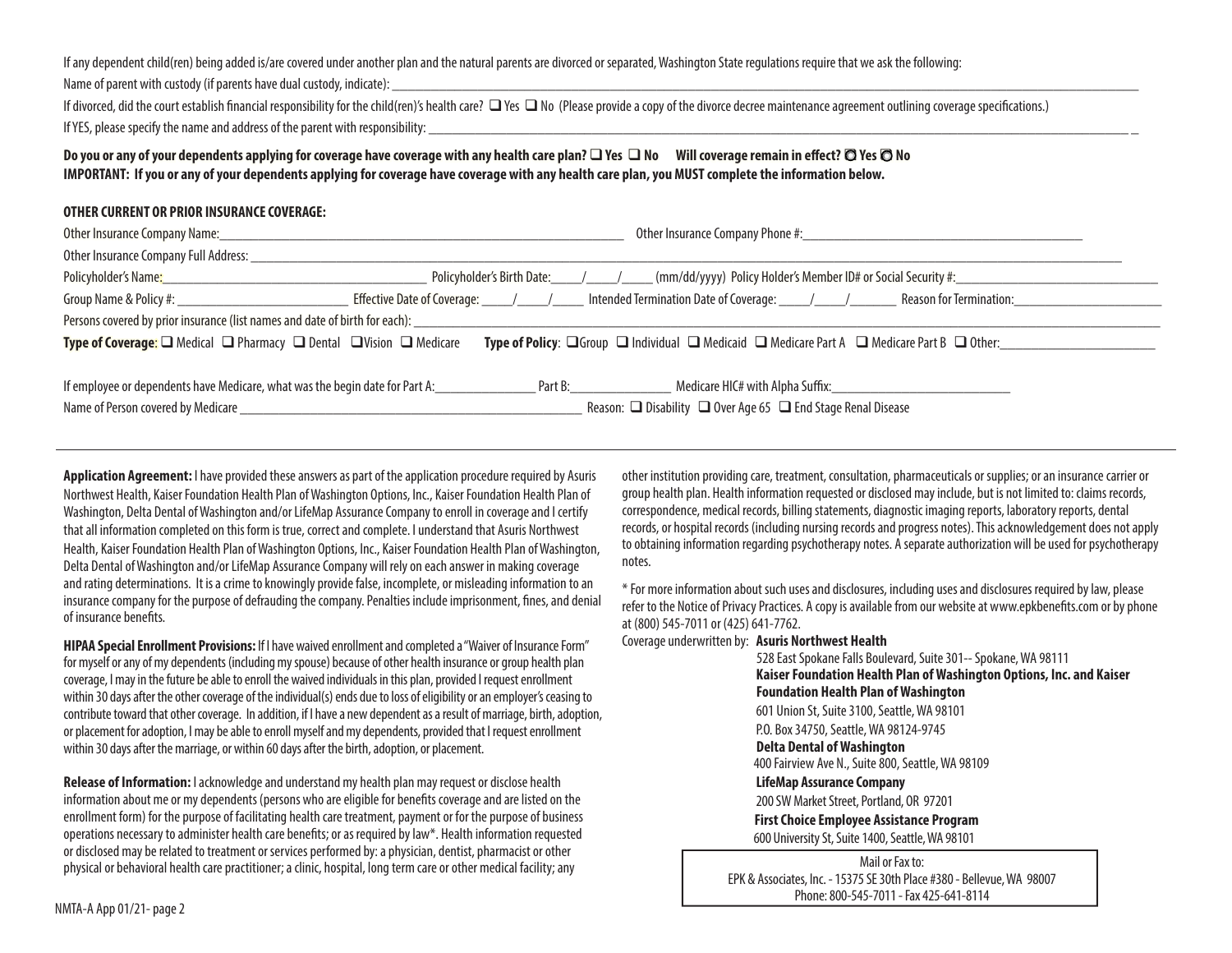If any dependent child(ren) being added is/are covered under another plan and the natural parents are divorced or separated, Washington State regulations require that we ask the following:

Name of parent with custody (if parents have dual custody, indicate): ______________________________________________

If divorced, did the court establish financial responsibility for the child(ren)'s health care? ❑ Yes ❑ No (Please provide a copy of the divorce decree maintenance agreement outlining coverage specifications.)

If YES, please specify the name and address of the parent with responsibility: ______________________________________________

**Do you or any of your dependents applying for coverage have coverage with any health care plan? ❑ Yes ❑ No Will coverage remain in effect? ❍ Yes ❍ No**

**IMPORTANT: If you or any of your dependents applying for coverage have coverage with any health care plan, you MUST complete the information below.**

**OTHER CURRENT OR PRIOR INSURANCE COVERAGE:**

Other Insurance Company Name:______________________________ Other Insurance Company Phone #:______________________________

Other Insurance Company Full Address: ______________________________________________

Policyholder's Name:______________________ Policyholder's Birth Date:____/____/____ (mm/dd/yyyy) Policy Holder's Member ID# or Social Security #:______________________

Group Name & Policy #: ______________________ Effective Date of Coverage: ____/____/____ Intended Termination Date of Coverage: ____/____/______ Reason for Termination:______________________

Persons covered by prior insurance (list names and date of birth for each): ______________________________________________

**Type of Coverage**: ❑ Medical ❑ Pharmacy ❑ Dental ❑ Vision ❑ Medicare **Type of Policy**: ❑ Group ❑ Individual ❑ Medicaid ❑ Medicare Part A ❑ Medicare Part B ❑ Other:______________________

If employee or dependents have Medicare, what was the begin date for Part A:______________ Part B:______________ Medicare HIC# with Alpha Suffix:______________________

Name of Person covered by Medicare ______________________________________________ Reason: ❑ Disability ❑ Over Age 65 ❑ End Stage Renal Disease

---

**Application Agreement:** I have provided these answers as part of the application procedure required by Asuris Northwest Health, Kaiser Foundation Health Plan of Washington Options, Inc., Kaiser Foundation Health Plan of Washington, Delta Dental of Washington and/or LifeMap Assurance Company to enroll in coverage and I certify that all information completed on this form is true, correct and complete. I understand that Asuris Northwest Health, Kaiser Foundation Health Plan of Washington Options, Inc., Kaiser Foundation Health Plan of Washington, Delta Dental of Washington and/or LifeMap Assurance Company will rely on each answer in making coverage and rating determinations. It is a crime to knowingly provide false, incomplete, or misleading information to an insurance company for the purpose of defrauding the company. Penalties include imprisonment, fines, and denial of insurance benefits.

**HIPAA Special Enrollment Provisions:** If I have waived enrollment and completed a "Waiver of Insurance Form" for myself or any of my dependents (including my spouse) because of other health insurance or group health plan coverage, I may in the future be able to enroll the waived individuals in this plan, provided I request enrollment within 30 days after the other coverage of the individual(s) ends due to loss of eligibility or an employer's ceasing to contribute toward that other coverage. In addition, if I have a new dependent as a result of marriage, birth, adoption, or placement for adoption, I may be able to enroll myself and my dependents, provided that I request enrollment within 30 days after the marriage, or within 60 days after the birth, adoption, or placement.

**Release of Information:** I acknowledge and understand my health plan may request or disclose health information about me or my dependents (persons who are eligible for benefits coverage and are listed on the enrollment form) for the purpose of facilitating health care treatment, payment or for the purpose of business operations necessary to administer health care benefits; or as required by law*. Health information requested or disclosed may be related to treatment or services performed by: a physician, dentist, pharmacist or other physical or behavioral health care practitioner; a clinic, hospital, long term care or other medical facility; any other institution providing care, treatment, consultation, pharmaceuticals or supplies; or an insurance carrier or group health plan. Health information requested or disclosed may include, but is not limited to: claims records, correspondence, medical records, billing statements, diagnostic imaging reports, laboratory reports, dental records, or hospital records (including nursing records and progress notes). This acknowledgement does not apply to obtaining information regarding psychotherapy notes. A separate authorization will be used for psychotherapy notes.

* For more information about such uses and disclosures, including uses and disclosures required by law, please refer to the Notice of Privacy Practices. A copy is available from our website at www.epkbenefits.com or by phone at (800) 545-7011 or (425) 641-7762.

Coverage underwritten by: **Asuris Northwest Health**
528 East Spokane Falls Boulevard, Suite 301-- Spokane, WA 98111

**Kaiser Foundation Health Plan of Washington Options, Inc. and Kaiser Foundation Health Plan of Washington**
601 Union St, Suite 3100, Seattle, WA 98101
P.O. Box 34750, Seattle, WA 98124-9745

**Delta Dental of Washington**
400 Fairview Ave N., Suite 800, Seattle, WA 98109

**LifeMap Assurance Company**
200 SW Market Street, Portland, OR 97201

**First Choice Employee Assistance Program**
600 University St, Suite 1400, Seattle, WA 98101

Mail or Fax to:
EPK & Associates, Inc. - 15375 SE 30th Place #380 - Bellevue, WA 98007
Phone: 800-545-7011 - Fax 425-641-8114

NMTA-A App 01/21- page 2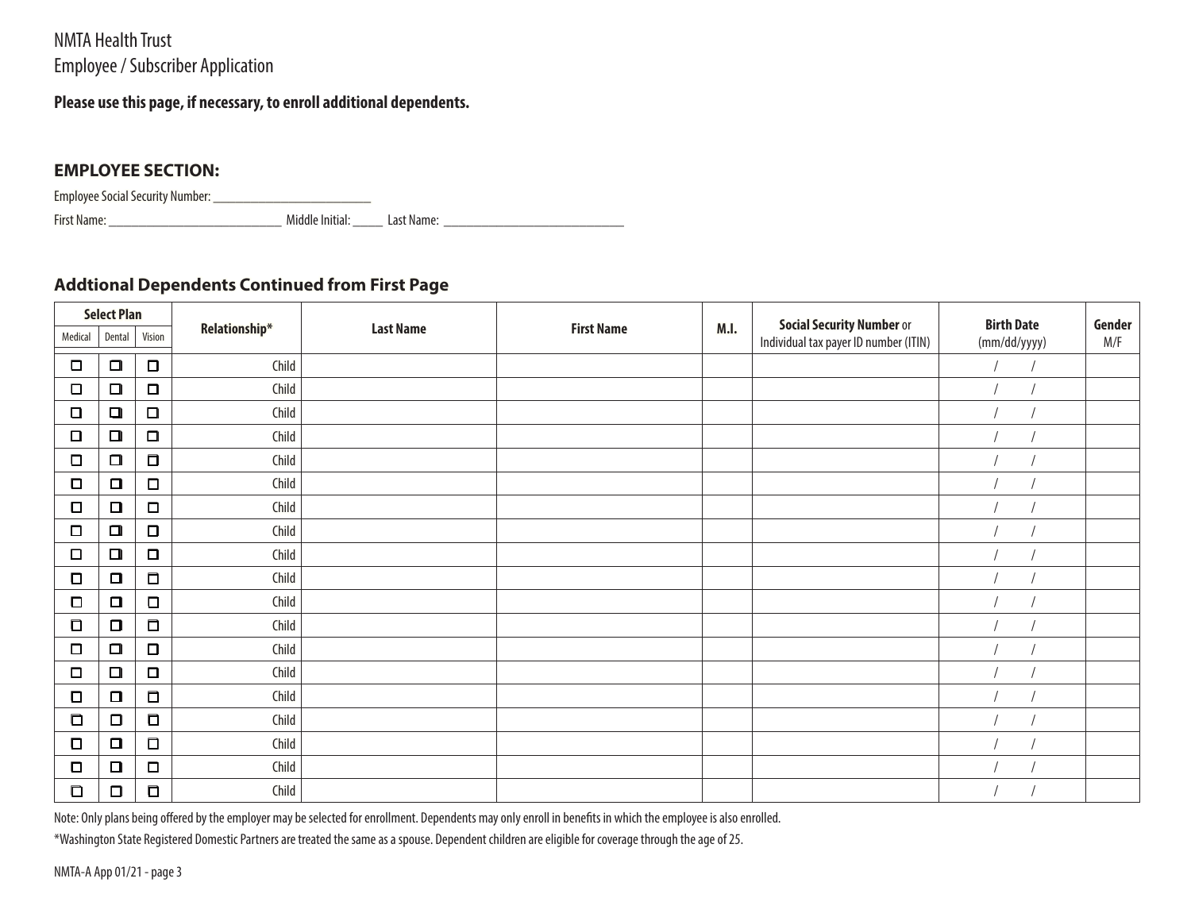NMTA Health Trust
Employee / Subscriber Application

**Please use this page, if necessary, to enroll additional dependents.**

### EMPLOYEE SECTION:

Employee Social Security Number: ___________________________

First Name: ______________________________ Middle Initial: _____ Last Name: ________________________________

### Addtional Dependents Continued from First Page

| Select Plan | | | Relationship* | Last Name | First Name | M.I. | **Social Security Number** or Individual tax payer ID number (ITIN) | **Birth Date** (mm/dd/yyyy) | **Gender** M/F |
|---|---|---|---|---|---|---|---|---|---|
| Medical | Dental | Vision | | | | | | | |
| ☐ | ☐ | ☐ | Child | | | | | / / | |
| ☐ | ☐ | ☐ | Child | | | | | / / | |
| ☐ | ☐ | ☐ | Child | | | | | / / | |
| ☐ | ☐ | ☐ | Child | | | | | / / | |
| ☐ | ☐ | ☐ | Child | | | | | / / | |
| ☐ | ☐ | ☐ | Child | | | | | / / | |
| ☐ | ☐ | ☐ | Child | | | | | / / | |
| ☐ | ☐ | ☐ | Child | | | | | / / | |
| ☐ | ☐ | ☐ | Child | | | | | / / | |
| ☐ | ☐ | ☐ | Child | | | | | / / | |
| ☐ | ☐ | ☐ | Child | | | | | / / | |
| ☐ | ☐ | ☐ | Child | | | | | / / | |
| ☐ | ☐ | ☐ | Child | | | | | / / | |
| ☐ | ☐ | ☐ | Child | | | | | / / | |
| ☐ | ☐ | ☐ | Child | | | | | / / | |
| ☐ | ☐ | ☐ | Child | | | | | / / | |
| ☐ | ☐ | ☐ | Child | | | | | / / | |
| ☐ | ☐ | ☐ | Child | | | | | / / | |
| ☐ | ☐ | ☐ | Child | | | | | / / | |

Note: Only plans being offered by the employer may be selected for enrollment. Dependents may only enroll in benefits in which the employee is also enrolled.

*Washington State Registered Domestic Partners are treated the same as a spouse. Dependent children are eligible for coverage through the age of 25.

NMTA-A App 01/21 - page 3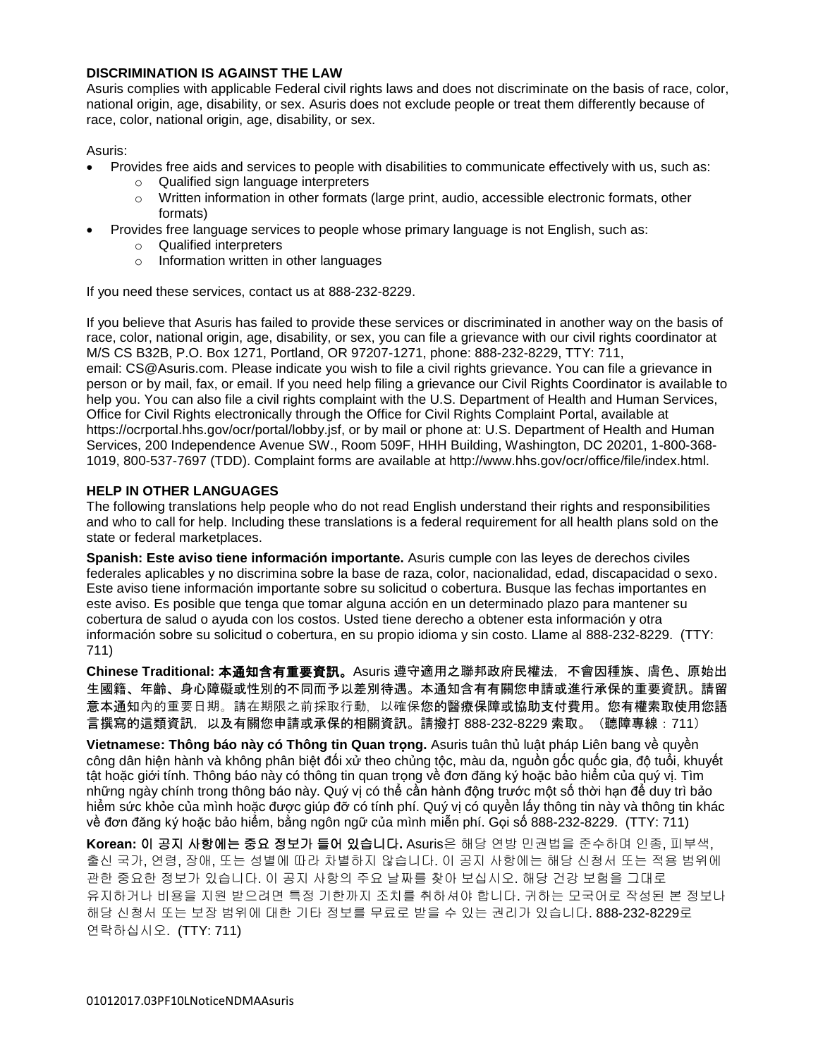**DISCRIMINATION IS AGAINST THE LAW**

Asuris complies with applicable Federal civil rights laws and does not discriminate on the basis of race, color, national origin, age, disability, or sex. Asuris does not exclude people or treat them differently because of race, color, national origin, age, disability, or sex.

Asuris:

- Provides free aids and services to people with disabilities to communicate effectively with us, such as:
  - Qualified sign language interpreters
  - Written information in other formats (large print, audio, accessible electronic formats, other formats)
- Provides free language services to people whose primary language is not English, such as:
  - Qualified interpreters
  - Information written in other languages

If you need these services, contact us at 888-232-8229.

If you believe that Asuris has failed to provide these services or discriminated in another way on the basis of race, color, national origin, age, disability, or sex, you can file a grievance with our civil rights coordinator at M/S CS B32B, P.O. Box 1271, Portland, OR 97207-1271, phone: 888-232-8229, TTY: 711, email: CS@Asuris.com. Please indicate you wish to file a civil rights grievance. You can file a grievance in person or by mail, fax, or email. If you need help filing a grievance our Civil Rights Coordinator is available to help you. You can also file a civil rights complaint with the U.S. Department of Health and Human Services, Office for Civil Rights electronically through the Office for Civil Rights Complaint Portal, available at https://ocrportal.hhs.gov/ocr/portal/lobby.jsf, or by mail or phone at: U.S. Department of Health and Human Services, 200 Independence Avenue SW., Room 509F, HHH Building, Washington, DC 20201, 1-800-368-1019, 800-537-7697 (TDD). Complaint forms are available at http://www.hhs.gov/ocr/office/file/index.html.

**HELP IN OTHER LANGUAGES**

The following translations help people who do not read English understand their rights and responsibilities and who to call for help. Including these translations is a federal requirement for all health plans sold on the state or federal marketplaces.

**Spanish: Este aviso tiene información importante.** Asuris cumple con las leyes de derechos civiles federales aplicables y no discrimina sobre la base de raza, color, nacionalidad, edad, discapacidad o sexo. Este aviso tiene información importante sobre su solicitud o cobertura. Busque las fechas importantes en este aviso. Es posible que tenga que tomar alguna acción en un determinado plazo para mantener su cobertura de salud o ayuda con los costos. Usted tiene derecho a obtener esta información y otra información sobre su solicitud o cobertura, en su propio idioma y sin costo. Llame al 888-232-8229. (TTY: 711)

**Chinese Traditional: 本通知含有重要資訊。** Asuris 遵守適用之聯邦政府民權法，不會因種族、膚色、原始出生國籍、年齡、身心障礙或性別的不同而予以差別待遇。本通知含有有關您申請或進行承保的重要資訊。請留意本通知內的重要日期。請在期限之前採取行動，以確保您的醫療保障或協助支付費用。您有權索取使用您語言撰寫的這類資訊，以及有關您申請或承保的相關資訊。請撥打 888-232-8229 索取。（聽障專線：711）

**Vietnamese: Thông báo này có Thông tin Quan trọng.** Asuris tuân thủ luật pháp Liên bang về quyền công dân hiện hành và không phân biệt đối xử theo chủng tộc, màu da, nguồn gốc quốc gia, độ tuổi, khuyết tật hoặc giới tính. Thông báo này có thông tin quan trọng về đơn đăng ký hoặc bảo hiểm của quý vị. Tìm những ngày chính trong thông báo này. Quý vị có thể cần hành động trước một số thời hạn để duy trì bảo hiểm sức khỏe của mình hoặc được giúp đỡ có tính phí. Quý vị có quyền lấy thông tin này và thông tin khác về đơn đăng ký hoặc bảo hiểm, bằng ngôn ngữ của mình miễn phí. Gọi số 888-232-8229. (TTY: 711)

**Korean: 이 공지 사항에는 중요 정보가 들어 있습니다.** Asuris은 해당 연방 민권법을 준수하며 인종, 피부색, 출신 국가, 연령, 장애, 또는 성별에 따라 차별하지 않습니다. 이 공지 사항에는 해당 신청서 또는 적용 범위에 관한 중요한 정보가 있습니다. 이 공지 사항의 주요 날짜를 찾아 보십시오. 해당 건강 보험을 그대로 유지하거나 비용을 지원 받으려면 특정 기한까지 조치를 취하셔야 합니다. 귀하는 모국어로 작성된 본 정보나 해당 신청서 또는 보장 범위에 대한 기타 정보를 무료로 받을 수 있는 권리가 있습니다. 888-232-8229로 연락하십시오. (TTY: 711)

01012017.03PF10LNoticeNDMAAsuris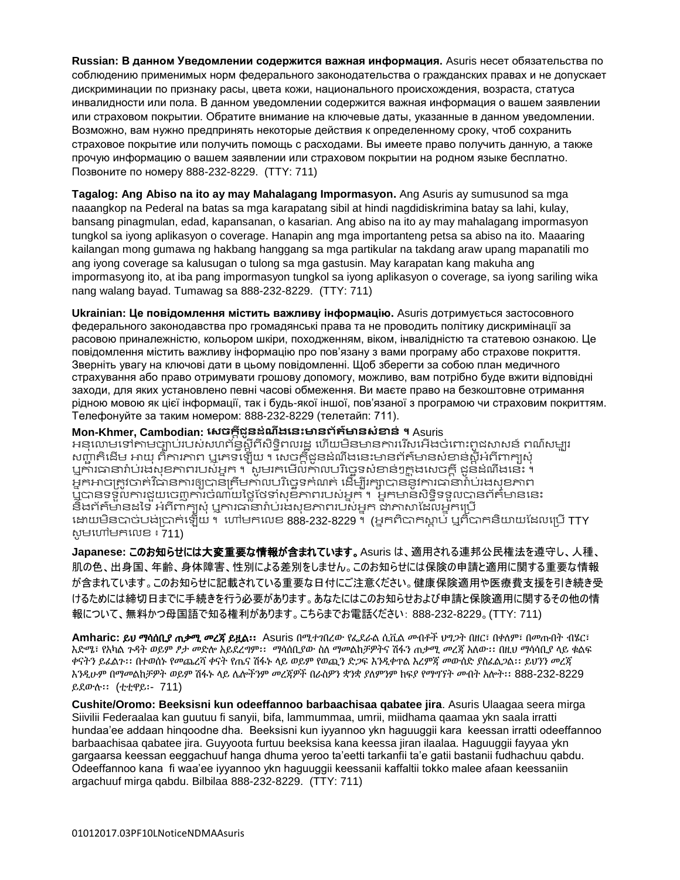**Russian: В данном Уведомлении содержится важная информация.** Asuris несет обязательства по соблюдению применимых норм федерального законодательства о гражданских правах и не допускает дискриминации по признаку расы, цвета кожи, национального происхождения, возраста, статуса инвалидности или пола. В данном уведомлении содержится важная информация о вашем заявлении или страховом покрытии. Обратите внимание на ключевые даты, указанные в данном уведомлении. Возможно, вам нужно предпринять некоторые действия к определенному сроку, чтоб сохранить страховое покрытие или получить помощь с расходами. Вы имеете право получить данную, а также прочую информацию о вашем заявлении или страховом покрытии на родном языке бесплатно. Позвоните по номеру 888-232-8229. (TTY: 711)

**Tagalog: Ang Abiso na ito ay may Mahalagang Impormasyon.** Ang Asuris ay sumusunod sa mga naaangkop na Pederal na batas sa mga karapatang sibil at hindi nagdidiskrimina batay sa lahi, kulay, bansang pinagmulan, edad, kapansanan, o kasarian. Ang abiso na ito ay may mahalagang impormasyon tungkol sa iyong aplikasyon o coverage. Hanapin ang mga importanteng petsa sa abiso na ito. Maaaring kailangan mong gumawa ng hakbang hanggang sa mga partikular na takdang araw upang mapanatili mo ang iyong coverage sa kalusugan o tulong sa mga gastusin. May karapatan kang makuha ang impormasyong ito, at iba pang impormasyon tungkol sa iyong aplikasyon o coverage, sa iyong sariling wika nang walang bayad. Tumawag sa 888-232-8229. (TTY: 711)

**Ukrainian: Це повідомлення містить важливу інформацію.** Asuris дотримується застосовного федерального законодавства про громадянські права та не проводить політику дискримінації за расовою приналежністю, кольором шкіри, походженням, віком, інвалідністю та статевою ознакою. Це повідомлення містить важливу інформацію про пов'язану з вами програму або страхове покриття. Зверніть увагу на ключові дати в цьому повідомленні. Щоб зберегти за собою план медичного страхування або право отримувати грошову допомогу, можливо, вам потрібно буде вжити відповідні заходи, для яких установлено певні часові обмеження. Ви маєте право на безкоштовне отримання рідною мовою як цієї інформації, так і будь-якої іншої, пов'язаної з програмою чи страховим покриттям. Телефонуйте за таким номером: 888-232-8229 (телетайп: 711).

**Mon-Khmer, Cambodian: សេចក្តីជូនដំណឹងនេះមានព័ត៌មានសំខាន់ ។** Asuris អនុលោមទៅតាមច្បាប់របស់សហព័ន្ធស្តីពីសិទ្ធិពលរដ្ឋ ហើយមិនមានការរើសអើងចំពោះពូជសាសន៍ ពណ៌សម្បុរ សញ្ជាតិដើម អាយុ ពិការភាព ឬភេទឡើយ ។ សេចក្តីជូនដំណឹងនេះមានព័ត៌មានសំខាន់ស្តីអំពីពាក្យសុំ ឬការធានារ៉ាប់រងសុខភាពរបស់អ្នក ។ សូមរកមើលកាលបរិច្ឆេទសំខាន់ៗក្នុងសេចក្តី ជូនដំណឹងនេះ ។ អ្នកអាចត្រូវចាត់វិធានការឲ្យបានត្រឹមកាលបរិច្ឆេទកំណត់ ដើម្បីរក្សាបាននូវការធានារ៉ាប់រងសុខភាព ឬបានទទួលការជួយចេញការចំណាយថ្លៃថែទាំសុខភាពរបស់អ្នក ។ អ្នកមានសិទ្ធិទទួលបានព័ត៌មាននេះ និងព័ត៌មានដទៃ អំពីពាក្យសុំ ឬការធានារ៉ាប់រងសុខភាពរបស់អ្នក ជាភាសាដែលអ្នកប្រើ ដោយមិនបាច់បង់ប្រាក់ឡើយ ។ ហៅមកលេខ 888-232-8229 ។ (អ្នកពិបាកស្តាប់ ឬពិបាកនិយាយដែលប្រើ TTY សូមហៅមកលេខ ៖ 711)

**Japanese: このお知らせには大変重要な情報が含まれています。** Asuris は、適用される連邦公民権法を遵守し、人種、肌の色、出身国、年齢、身体障害、性別による差別をしません。このお知らせには保険の申請と適用に関する重要な情報が含まれています。このお知らせに記載されている重要な日付にご注意ください。健康保険適用や医療費支援を引き続き受けるためには締切日までに手続きを行う必要があります。あなたにはこのお知らせおよび申請と保険適用に関するその他の情報について、無料かつ母国語で知る権利があります。こちらまでお電話ください: 888-232-8229。(TTY: 711)

**Amharic: *ይህ ማሳሰቢያ ጠቃሚ መረጃ ይዟል።*** Asuris በሚተገበረው የፌደራል ሲቪል መብቶች ህግጋት በዘር፣ በቀለም፣ በመጡበት ብሄር፣ እድሜ፣ የአካል ጉዳት ወይም ፆታ መድሎ አይደረግም። ማሳሰቢያው ስለ ማመልከቻዎትና ሽፋን ጠቃሚ መረጃ አለው። በዚህ ማሳሳቢያ ላይ ቁልፍ ቀናትን ይፈልጉ። በተወሰኑ የመጨረሻ ቀናት የጤና ሽፋኑ ላይ ወይም የወጪን ድጋፍ እንዲቀጥል እርምጃ መውሰድ ያስፈልጋል። ይህንን መረጃ እንዲሁም በማመልከቻዎት ወይም ሽፋኑ ላይ ሌሎችንም መረጃዎች በራስዎን ቋንቋ ያለምንም ክፍያ የማግኘት መብት አሎት። 888-232-8229 ይደውሉ። (ቲቲዋይ፡- 711)

**Cushite/Oromo: Beeksisni kun odeeffannoo barbaachisaa qabatee jira**. Asuris Ulaagaa seera mirga Siivilii Federaalaa kan guutuu fi sanyii, bifa, lammummaa, umrii, miidhama qaamaa ykn saala irratti hundaa'ee addaan hinqoodne dha. Beeksisni kun iyyannoo ykn haguuggii kara keessan irratti odeeffannoo barbaachisaa qabatee jira. Guyyoota furtuu beeksisa kana keessa jiran ilaalaa. Haguuggii fayyaa ykn gargaarsa keessan eeggachuuf hanga dhuma yeroo ta'eetti tarkanfii ta'e gatii bastanii fudhachuu qabdu. Odeeffannoo kana fi waa'ee iyyannoo ykn haguuggii keessanii kaffaltii tokko malee afaan keessaniin argachuuf mirga qabdu. Bilbilaa 888-232-8229. (TTY: 711)

01012017.03PF10LNoticeNDMAAsuris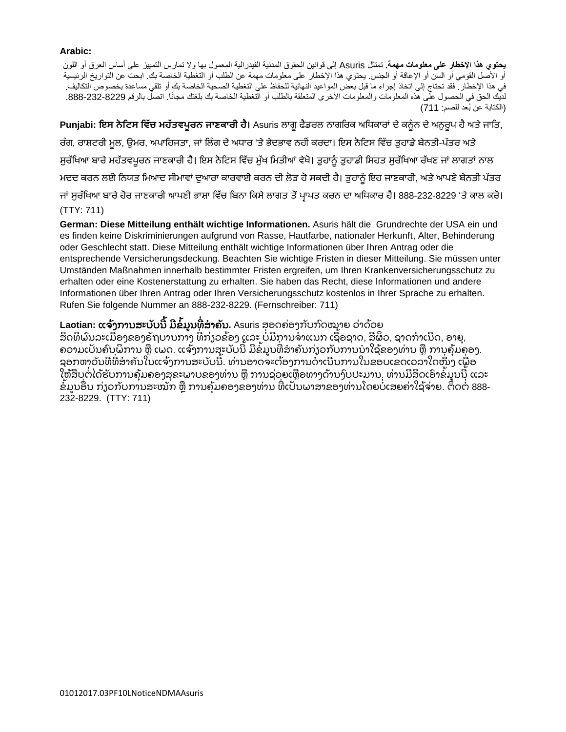**Arabic:**

**يحتوي هذا الإخطار على معلومات مهمة.** تمتثل Asuris إلى قوانين الحقوق المدنية الفيدرالية المعمول بها ولا تمارس التمييز على أساس العرق أو اللون أو الأصل القومي أو السن أو الإعاقة أو الجنس. يحتوي هذا الإخطار على معلومات مهمة عن الطلب أو التغطية الخاصة بك. ابحث عن التواريخ الرئيسية في هذا الإخطار. فقد تحتاج إلى اتخاذ إجراء ما قبل بعض المواعيد النهائية للحفاظ على التغطية الصحية الخاصة بك أو تلقي مساعدة بخصوص التكاليف. لديك الحق في الحصول على هذه المعلومات والمعلومات الأخرى المتعلقة بالطلب أو التغطية الخاصة بك بلغتك مجانًا. اتصل بالرقم 8229-232-888. (الكتابة عن بُعد للصم: 711)

**Punjabi: ਇਸ ਨੋਟਿਸ ਵਿੱਚ ਮਹੱਤਵਪੂਰਨ ਜਾਣਕਾਰੀ ਹੈ।** Asuris ਲਾਗੂ ਫੈਡਰਲ ਨਾਗਰਿਕ ਅਧਿਕਾਰਾਂ ਦੇ ਕਨੂੰਨ ਦੇ ਅਨੁਰੂਪ ਹੈ ਅਤੇ ਜਾਤਿ, ਰੰਗ, ਰਾਸ਼ਟਰੀ ਮੂਲ, ਉਮਰ, ਅਪਾਹਿਜਤਾ, ਜਾਂ ਲਿੰਗ ਦੇ ਅਧਾਰ 'ਤੇ ਭੇਦਭਾਵ ਨਹੀਂ ਕਰਦਾ। ਇਸ ਨੋਟਿਸ ਵਿੱਚ ਤੁਹਾਡੇ ਬੇਨਤੀ-ਪੱਤਰ ਅਤੇ ਸੁਰੱਖਿਆ ਬਾਰੇ ਮਹੱਤਵਪੂਰਨ ਜਾਣਕਾਰੀ ਹੈ। ਇਸ ਨੋਟਿਸ ਵਿੱਚ ਮੁੱਖ ਮਿਤੀਆਂ ਵੇਖੋ। ਤੁਹਾਨੂੰ ਤੁਹਾਡੀ ਸਿਹਤ ਸੁਰੱਖਿਆ ਰੱਖਣ ਜਾਂ ਲਾਗਤਾਂ ਨਾਲ ਮਦਦ ਕਰਨ ਲਈ ਨਿਯਤ ਮਿਆਦ ਸੀਮਾਵਾਂ ਦੁਆਰਾ ਕਾਰਵਾਈ ਕਰਨ ਦੀ ਲੋੜ ਹੋ ਸਕਦੀ ਹੈ। ਤੁਹਾਨੂੰ ਇਹ ਜਾਣਕਾਰੀ, ਅਤੇ ਆਪਣੇ ਬੇਨਤੀ ਪੱਤਰ ਜਾਂ ਸੁਰੱਖਿਆ ਬਾਰੇ ਹੋਰ ਜਾਣਕਾਰੀ ਆਪਣੀ ਭਾਸ਼ਾ ਵਿੱਚ ਬਿਨਾ ਕਿਸੇ ਲਾਗਤ ਤੋਂ ਪ੍ਰਾਪਤ ਕਰਨ ਦਾ ਅਧਿਕਾਰ ਹੈ। 888-232-8229 'ਤੇ ਕਾਲ ਕਰੋ। (TTY: 711)

**German: Diese Mitteilung enthält wichtige Informationen.** Asuris hält die Grundrechte der USA ein und es finden keine Diskriminierungen aufgrund von Rasse, Hautfarbe, nationaler Herkunft, Alter, Behinderung oder Geschlecht statt. Diese Mitteilung enthält wichtige Informationen über Ihren Antrag oder die entsprechende Versicherungsdeckung. Beachten Sie wichtige Fristen in dieser Mitteilung. Sie müssen unter Umständen Maßnahmen innerhalb bestimmter Fristen ergreifen, um Ihren Krankenversicherungsschutz zu erhalten oder eine Kostenerstattung zu erhalten. Sie haben das Recht, diese Informationen und andere Informationen über Ihren Antrag oder Ihren Versicherungsschutz kostenlos in Ihrer Sprache zu erhalten. Rufen Sie folgende Nummer an 888-232-8229. (Fernschreiber: 711)

**Laotian: ແຈ້ງການສະບັບນີ້ ມີຂໍ້ມູນທີ່ສໍາຄັນ.** Asuris ສອດຄ່ອງກັບກົດໝາຍ ວ່າດ້ວຍ ສິດທິພົນລະເມືອງຂອງຣັຖບານກາງ ທີ່ກ່ຽວຂ້ອງ ແລະ ບໍ່ມີການຈໍາແນກ ເຊື້ອຊາດ, ສີຜິວ, ຊາດກໍາເນີດ, ອາຍຸ, ຄວາມເປັນຄົນພິການ ຫຼື ເພດ. ແຈ້ງການສະບັບນີ້ ມີຂໍ້ມູນທີ່ສໍາຄັນກ່ຽວກັບການນໍາໃຊ້ຂອງທ່ານ ຫຼື ການຄຸ້ມຄອງ. ຊອກຫາວັນທີທີ່ສໍາຄັນໃນແຈ້ງການສະບັບນີ້. ທ່ານອາດຈະຕ້ອງການດໍາເນີນການໃນຂອບເຂດເວລາໃດໜຶ່ງ ເພື່ອໃຫ້ສືບຕໍ່ໄດ້ຮັບການຄຸ້ມຄອງສຸຂະພາບຂອງທ່ານ ຫຼື ການຊ່ວຍເຫຼືອທາງດ້ານງົບປະມານ. ທ່ານມີສິດເອົາຂໍ້ມູນນີ້ ແລະ ຂໍ້ມູນອື່ນ ກ່ຽວກັບການສະໝັກ ຫຼື ການຄຸ້ມຄອງຂອງທ່ານ ທີ່ເປັນພາສາຂອງທ່ານໂດຍບໍ່ເສຍຄ່າໃຊ້ຈ່າຍ. ໂທຕໍ່ 888-232-8229. (TTY: 711)

01012017.03PF10LNoticeNDMAAsuris